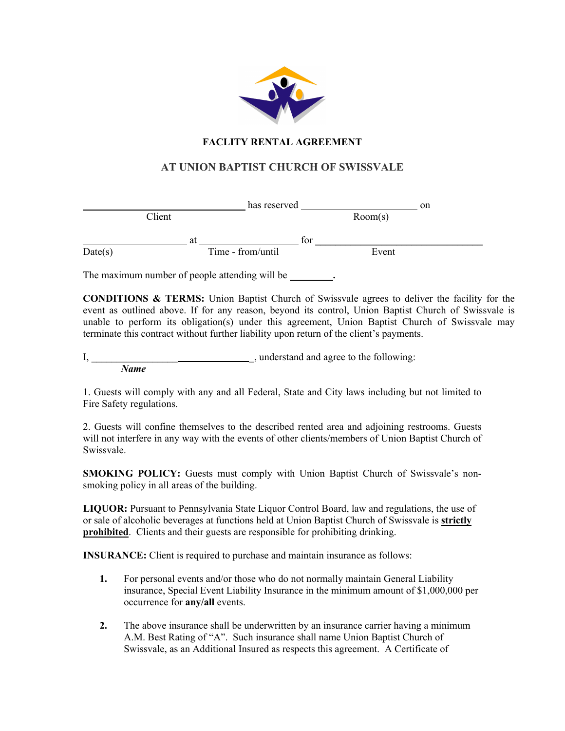**FACLITY RENTAL AGREEMENT**

**AT UNION BAPTIST CHURCH OF SWISSVALE**

________________________________ has reserved ______________________ on
Client Room(s)

____________________ at ___________________ for ________________________________
Date(s) Time - from/until Event

The maximum number of people attending will be ________.

**CONDITIONS & TERMS:** Union Baptist Church of Swissvale agrees to deliver the facility for the event as outlined above. If for any reason, beyond its control, Union Baptist Church of Swissvale is unable to perform its obligation(s) under this agreement, Union Baptist Church of Swissvale may terminate this contract without further liability upon return of the client's payments.

I, _______________________________, understand and agree to the following:
***Name***

1. Guests will comply with any and all Federal, State and City laws including but not limited to Fire Safety regulations.

2. Guests will confine themselves to the described rented area and adjoining restrooms. Guests will not interfere in any way with the events of other clients/members of Union Baptist Church of Swissvale.

**SMOKING POLICY:** Guests must comply with Union Baptist Church of Swissvale's non-smoking policy in all areas of the building.

**LIQUOR:** Pursuant to Pennsylvania State Liquor Control Board, law and regulations, the use of or sale of alcoholic beverages at functions held at Union Baptist Church of Swissvale is **strictly prohibited**. Clients and their guests are responsible for prohibiting drinking.

**INSURANCE:** Client is required to purchase and maintain insurance as follows:

1. For personal events and/or those who do not normally maintain General Liability insurance, Special Event Liability Insurance in the minimum amount of $1,000,000 per occurrence for **any/all** events.

2. The above insurance shall be underwritten by an insurance carrier having a minimum A.M. Best Rating of "A". Such insurance shall name Union Baptist Church of Swissvale, as an Additional Insured as respects this agreement. A Certificate of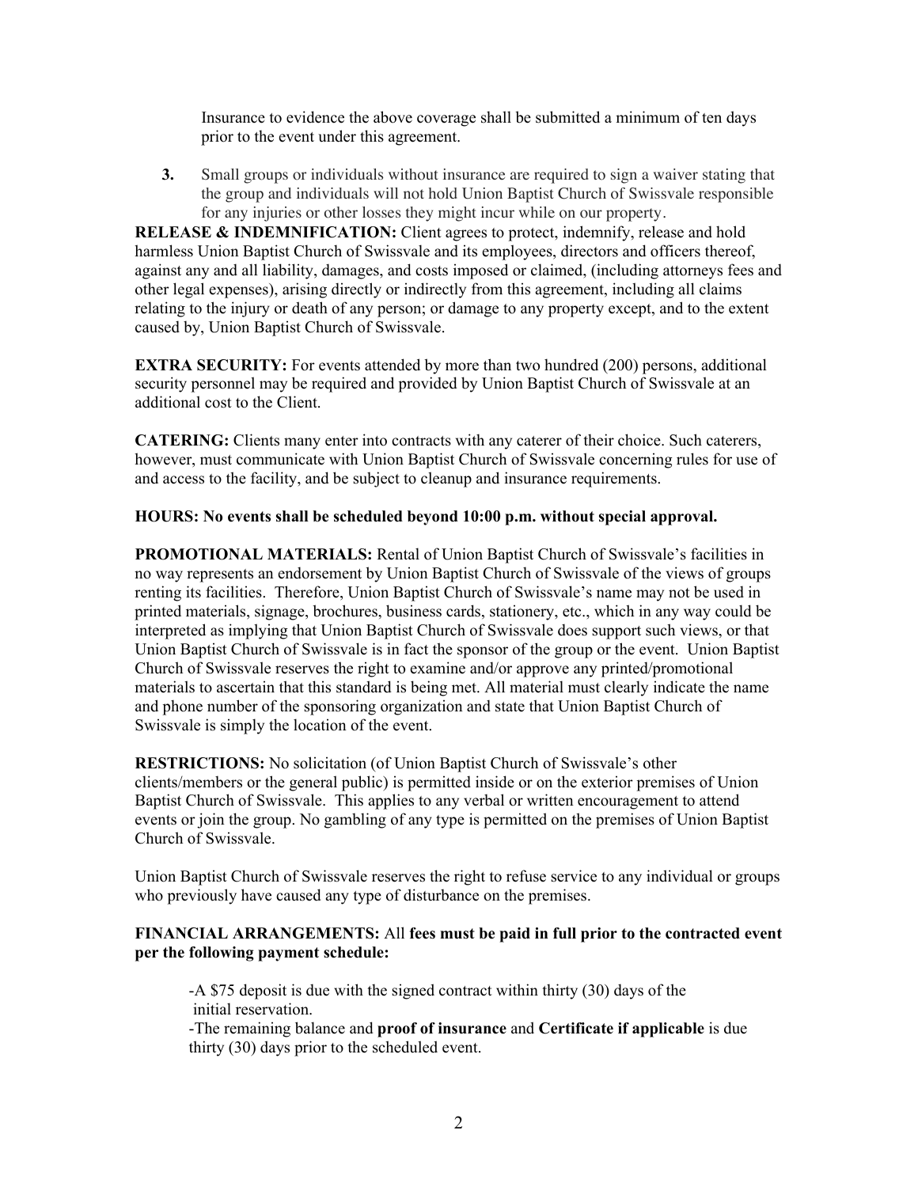Insurance to evidence the above coverage shall be submitted a minimum of ten days prior to the event under this agreement.

3. Small groups or individuals without insurance are required to sign a waiver stating that the group and individuals will not hold Union Baptist Church of Swissvale responsible for any injuries or other losses they might incur while on our property.

**RELEASE & INDEMNIFICATION:** Client agrees to protect, indemnify, release and hold harmless Union Baptist Church of Swissvale and its employees, directors and officers thereof, against any and all liability, damages, and costs imposed or claimed, (including attorneys fees and other legal expenses), arising directly or indirectly from this agreement, including all claims relating to the injury or death of any person; or damage to any property except, and to the extent caused by, Union Baptist Church of Swissvale.

**EXTRA SECURITY:** For events attended by more than two hundred (200) persons, additional security personnel may be required and provided by Union Baptist Church of Swissvale at an additional cost to the Client.

**CATERING:** Clients many enter into contracts with any caterer of their choice. Such caterers, however, must communicate with Union Baptist Church of Swissvale concerning rules for use of and access to the facility, and be subject to cleanup and insurance requirements.

**HOURS: No events shall be scheduled beyond 10:00 p.m. without special approval.**

**PROMOTIONAL MATERIALS:** Rental of Union Baptist Church of Swissvale's facilities in no way represents an endorsement by Union Baptist Church of Swissvale of the views of groups renting its facilities. Therefore, Union Baptist Church of Swissvale's name may not be used in printed materials, signage, brochures, business cards, stationery, etc., which in any way could be interpreted as implying that Union Baptist Church of Swissvale does support such views, or that Union Baptist Church of Swissvale is in fact the sponsor of the group or the event. Union Baptist Church of Swissvale reserves the right to examine and/or approve any printed/promotional materials to ascertain that this standard is being met. All material must clearly indicate the name and phone number of the sponsoring organization and state that Union Baptist Church of Swissvale is simply the location of the event.

**RESTRICTIONS:** No solicitation (of Union Baptist Church of Swissvale's other clients/members or the general public) is permitted inside or on the exterior premises of Union Baptist Church of Swissvale. This applies to any verbal or written encouragement to attend events or join the group. No gambling of any type is permitted on the premises of Union Baptist Church of Swissvale.

Union Baptist Church of Swissvale reserves the right to refuse service to any individual or groups who previously have caused any type of disturbance on the premises.

**FINANCIAL ARRANGEMENTS:** All **fees must be paid in full prior to the contracted event per the following payment schedule:**

-A $75 deposit is due with the signed contract within thirty (30) days of the initial reservation.

-The remaining balance and **proof of insurance** and **Certificate if applicable** is due thirty (30) days prior to the scheduled event.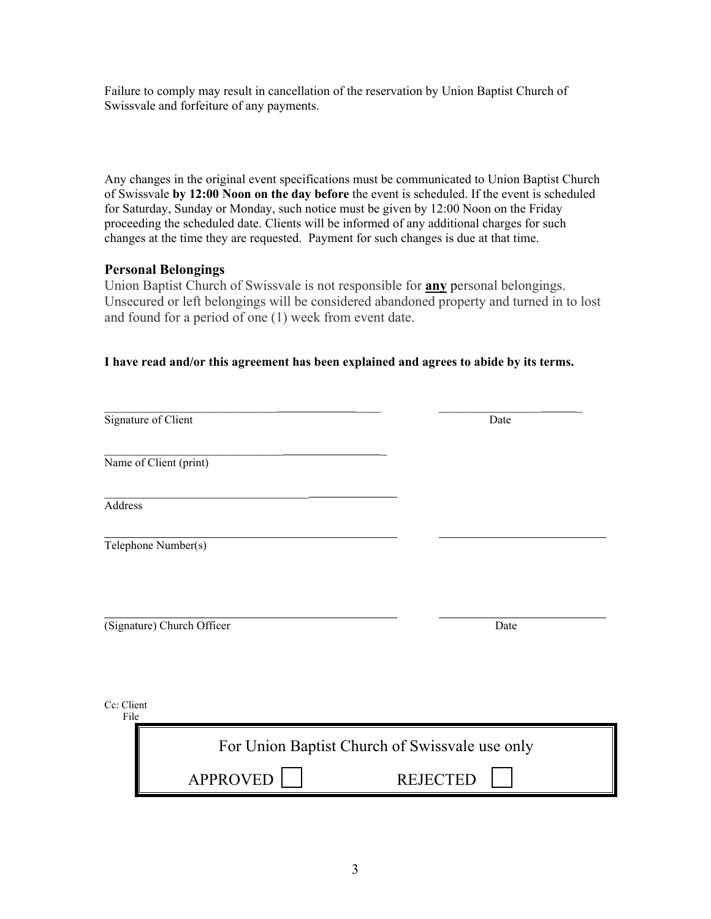Failure to comply may result in cancellation of the reservation by Union Baptist Church of Swissvale and forfeiture of any payments.

Any changes in the original event specifications must be communicated to Union Baptist Church of Swissvale **by 12:00 Noon on the day before** the event is scheduled. If the event is scheduled for Saturday, Sunday or Monday, such notice must be given by 12:00 Noon on the Friday proceeding the scheduled date. Clients will be informed of any additional charges for such changes at the time they are requested. Payment for such changes is due at that time.

### Personal Belongings

Union Baptist Church of Swissvale is not responsible for **any** personal belongings. Unsecured or left belongings will be considered abandoned property and turned in to lost and found for a period of one (1) week from event date.

**I have read and/or this agreement has been explained and agrees to abide by its terms.**

_______________________________________________ ______________________
Signature of Client Date

_______________________________________________
Name of Client (print)

_______________________________________________
Address

_______________________________________________ ______________________
Telephone Number(s)

_______________________________________________ ______________________
(Signature) Church Officer Date

Cc: Client
File

For Union Baptist Church of Swissvale use only

APPROVED ☐ REJECTED ☐